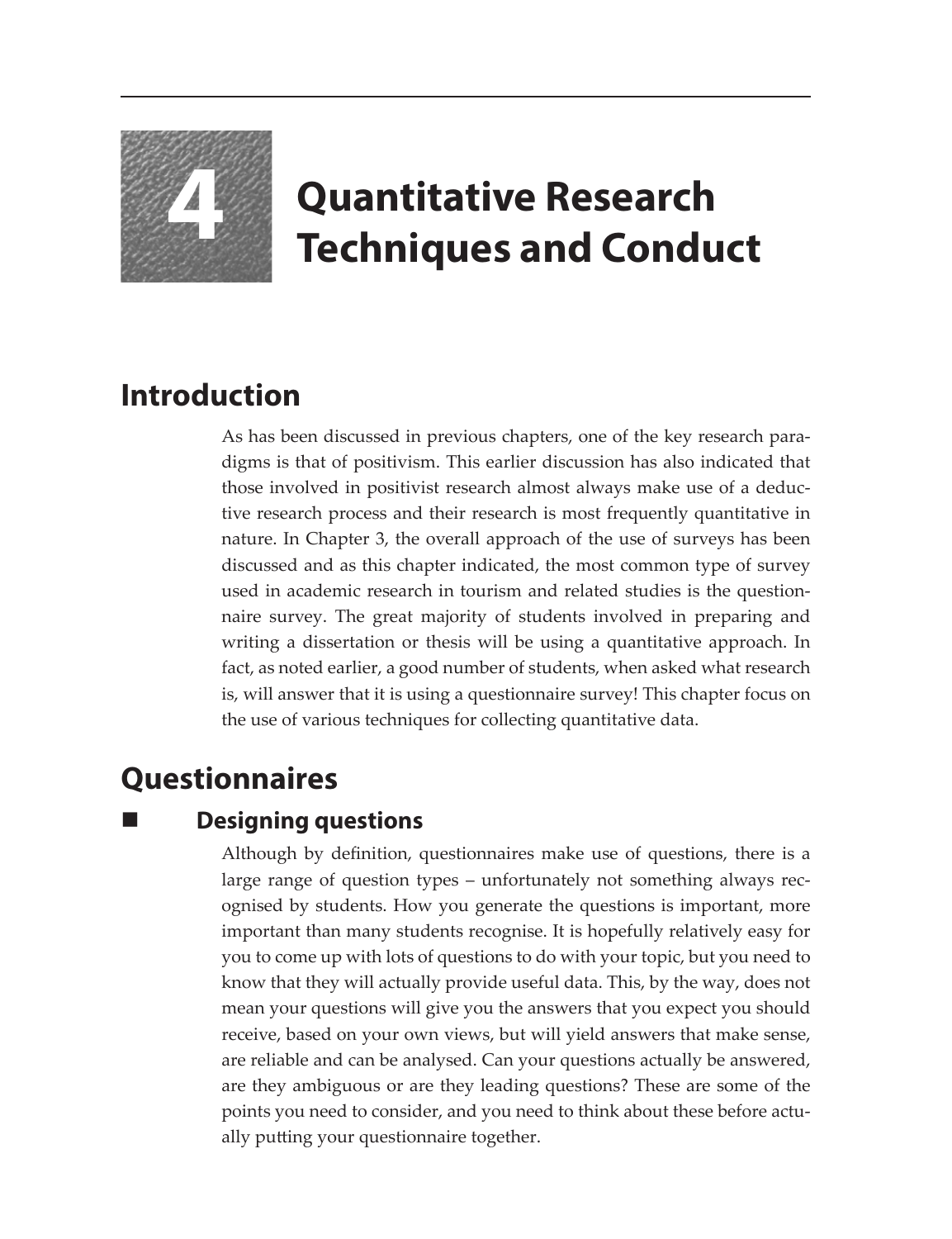# 4 Quantitative Research Techniques and Conduct

## Introduction

As has been discussed in previous chapters, one of the key research paradigms is that of positivism. This earlier discussion has also indicated that those involved in positivist research almost always make use of a deductive research process and their research is most frequently quantitative in nature. In Chapter 3, the overall approach of the use of surveys has been discussed and as this chapter indicated, the most common type of survey used in academic research in tourism and related studies is the questionnaire survey. The great majority of students involved in preparing and writing a dissertation or thesis will be using a quantitative approach. In fact, as noted earlier, a good number of students, when asked what research is, will answer that it is using a questionnaire survey! This chapter focus on the use of various techniques for collecting quantitative data.

## Questionnaires

### Designing questions

Although by definition, questionnaires make use of questions, there is a large range of question types – unfortunately not something always recognised by students. How you generate the questions is important, more important than many students recognise. It is hopefully relatively easy for you to come up with lots of questions to do with your topic, but you need to know that they will actually provide useful data. This, by the way, does not mean your questions will give you the answers that you expect you should receive, based on your own views, but will yield answers that make sense, are reliable and can be analysed. Can your questions actually be answered, are they ambiguous or are they leading questions? These are some of the points you need to consider, and you need to think about these before actually putting your questionnaire together.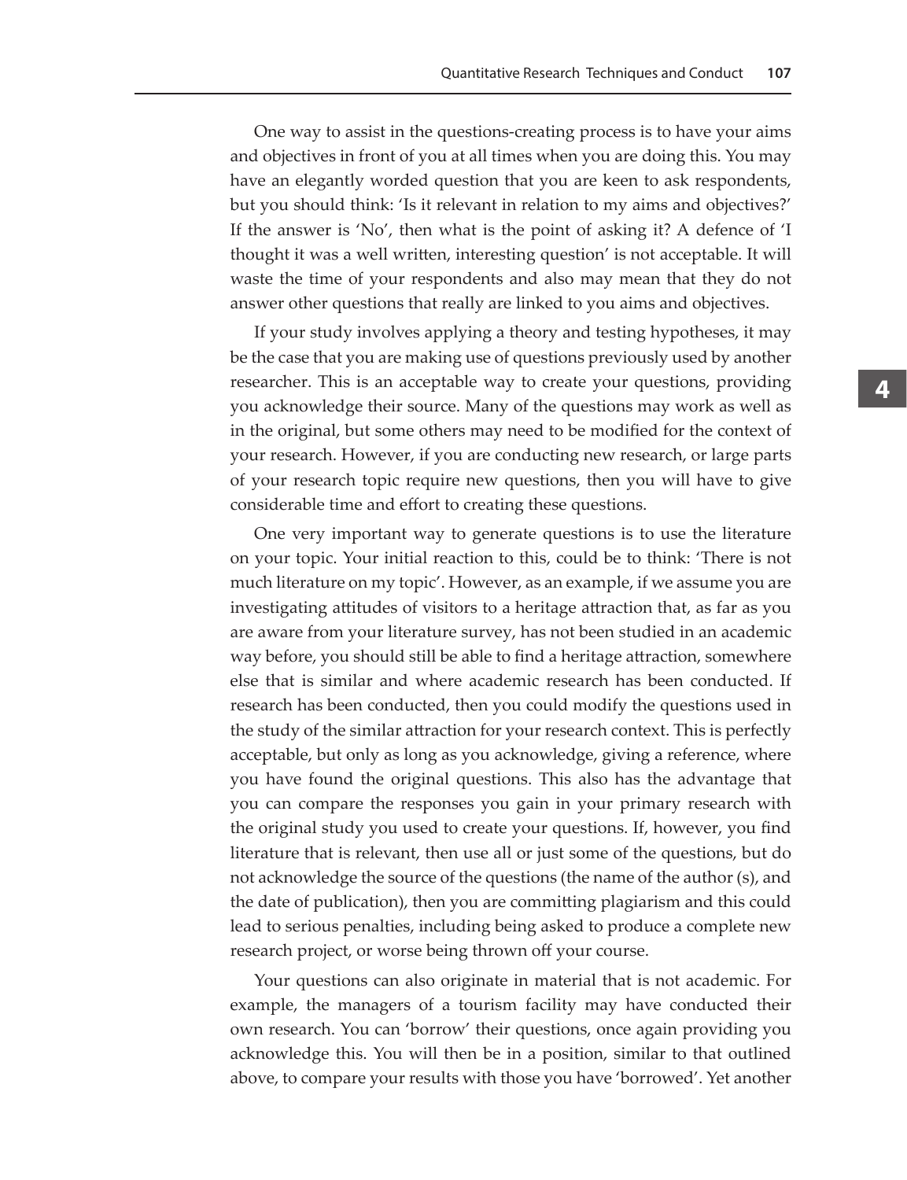One way to assist in the questions-creating process is to have your aims and objectives in front of you at all times when you are doing this. You may have an elegantly worded question that you are keen to ask respondents, but you should think: 'Is it relevant in relation to my aims and objectives?' If the answer is 'No', then what is the point of asking it? A defence of 'I thought it was a well written, interesting question' is not acceptable. It will waste the time of your respondents and also may mean that they do not answer other questions that really are linked to you aims and objectives.

If your study involves applying a theory and testing hypotheses, it may be the case that you are making use of questions previously used by another researcher. This is an acceptable way to create your questions, providing you acknowledge their source. Many of the questions may work as well as in the original, but some others may need to be modified for the context of your research. However, if you are conducting new research, or large parts of your research topic require new questions, then you will have to give considerable time and effort to creating these questions.

One very important way to generate questions is to use the literature on your topic. Your initial reaction to this, could be to think: 'There is not much literature on my topic'. However, as an example, if we assume you are investigating attitudes of visitors to a heritage attraction that, as far as you are aware from your literature survey, has not been studied in an academic way before, you should still be able to find a heritage attraction, somewhere else that is similar and where academic research has been conducted. If research has been conducted, then you could modify the questions used in the study of the similar attraction for your research context. This is perfectly acceptable, but only as long as you acknowledge, giving a reference, where you have found the original questions. This also has the advantage that you can compare the responses you gain in your primary research with the original study you used to create your questions. If, however, you find literature that is relevant, then use all or just some of the questions, but do not acknowledge the source of the questions (the name of the author (s), and the date of publication), then you are committing plagiarism and this could lead to serious penalties, including being asked to produce a complete new research project, or worse being thrown off your course.

Your questions can also originate in material that is not academic. For example, the managers of a tourism facility may have conducted their own research. You can 'borrow' their questions, once again providing you acknowledge this. You will then be in a position, similar to that outlined above, to compare your results with those you have 'borrowed'. Yet another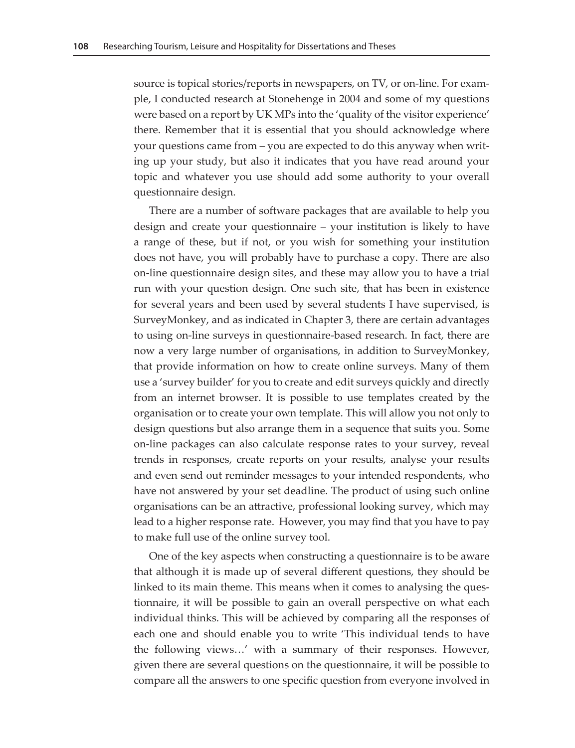source is topical stories/reports in newspapers, on TV, or on-line. For example, I conducted research at Stonehenge in 2004 and some of my questions were based on a report by UK MPs into the 'quality of the visitor experience' there. Remember that it is essential that you should acknowledge where your questions came from – you are expected to do this anyway when writing up your study, but also it indicates that you have read around your topic and whatever you use should add some authority to your overall questionnaire design.

There are a number of software packages that are available to help you design and create your questionnaire – your institution is likely to have a range of these, but if not, or you wish for something your institution does not have, you will probably have to purchase a copy. There are also on-line questionnaire design sites, and these may allow you to have a trial run with your question design. One such site, that has been in existence for several years and been used by several students I have supervised, is SurveyMonkey, and as indicated in Chapter 3, there are certain advantages to using on-line surveys in questionnaire-based research. In fact, there are now a very large number of organisations, in addition to SurveyMonkey, that provide information on how to create online surveys. Many of them use a 'survey builder' for you to create and edit surveys quickly and directly from an internet browser. It is possible to use templates created by the organisation or to create your own template. This will allow you not only to design questions but also arrange them in a sequence that suits you. Some on-line packages can also calculate response rates to your survey, reveal trends in responses, create reports on your results, analyse your results and even send out reminder messages to your intended respondents, who have not answered by your set deadline. The product of using such online organisations can be an attractive, professional looking survey, which may lead to a higher response rate. However, you may find that you have to pay to make full use of the online survey tool.

One of the key aspects when constructing a questionnaire is to be aware that although it is made up of several different questions, they should be linked to its main theme. This means when it comes to analysing the questionnaire, it will be possible to gain an overall perspective on what each individual thinks. This will be achieved by comparing all the responses of each one and should enable you to write 'This individual tends to have the following views…' with a summary of their responses. However, given there are several questions on the questionnaire, it will be possible to compare all the answers to one specific question from everyone involved in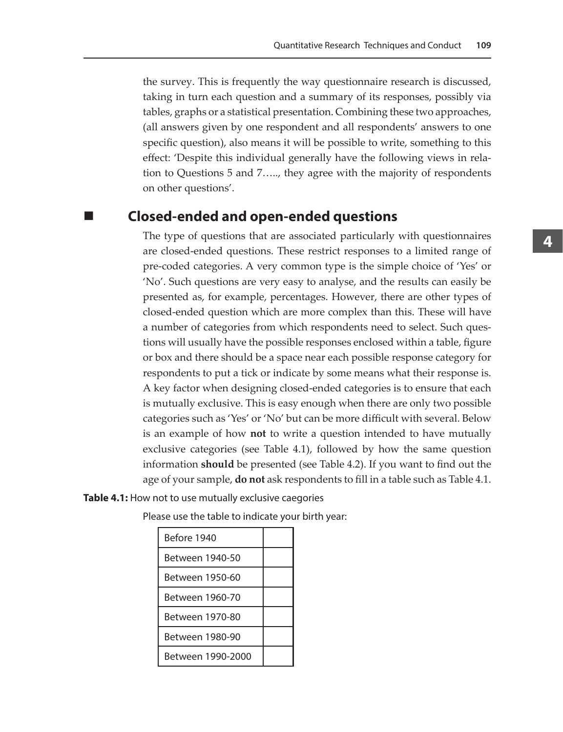the survey. This is frequently the way questionnaire research is discussed, taking in turn each question and a summary of its responses, possibly via tables, graphs or a statistical presentation. Combining these two approaches, (all answers given by one respondent and all respondents' answers to one specific question), also means it will be possible to write, something to this effect: 'Despite this individual generally have the following views in relation to Questions 5 and 7….., they agree with the majority of respondents on other questions'.

## Closed-ended and open-ended questions

The type of questions that are associated particularly with questionnaires are closed-ended questions. These restrict responses to a limited range of pre-coded categories. A very common type is the simple choice of 'Yes' or 'No'. Such questions are very easy to analyse, and the results can easily be presented as, for example, percentages. However, there are other types of closed-ended question which are more complex than this. These will have a number of categories from which respondents need to select. Such questions will usually have the possible responses enclosed within a table, figure or box and there should be a space near each possible response category for respondents to put a tick or indicate by some means what their response is. A key factor when designing closed-ended categories is to ensure that each is mutually exclusive. This is easy enough when there are only two possible categories such as 'Yes' or 'No' but can be more difficult with several. Below is an example of how **not** to write a question intended to have mutually exclusive categories (see Table 4.1), followed by how the same question information **should** be presented (see Table 4.2). If you want to find out the age of your sample, **do not** ask respondents to fill in a table such as Table 4.1.

**Table 4.1:** How not to use mutually exclusive caegories

Please use the table to indicate your birth year:

| | |
|---|---|
| Before 1940 | |
| Between 1940-50 | |
| Between 1950-60 | |
| Between 1960-70 | |
| Between 1970-80 | |
| Between 1980-90 | |
| Between 1990-2000 | |